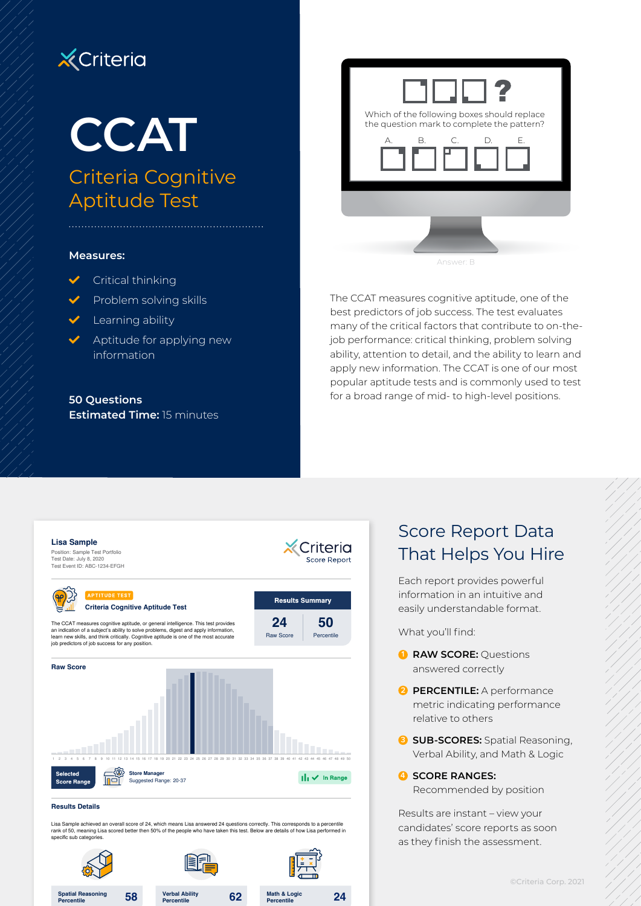Criteria

# CCAT

## Criteria Cognitive Aptitude Test

**Measures:**

- Critical thinking
- Problem solving skills
- Learning ability
- Aptitude for applying new information

**50 Questions**
**Estimated Time:** 15 minutes

Which of the following boxes should replace the question mark to complete the pattern?

A. B. C. D. E.

Answer: B

The CCAT measures cognitive aptitude, one of the best predictors of job success. The test evaluates many of the critical factors that contribute to on-the-job performance: critical thinking, problem solving ability, attention to detail, and the ability to learn and apply new information. The CCAT is one of our most popular aptitude tests and is commonly used to test for a broad range of mid- to high-level positions.

**Lisa Sample**
Position: Sample Test Portfolio
Test Date: July 8, 2020
Test Event ID: ABC-1234-EFGH

Criteria Score Report

APTITUDE TEST
**Criteria Cognitive Aptitude Test**

The CCAT measures cognitive aptitude, or general intelligence. This test provides an indication of a subject's ability to solve problems, digest and apply information, learn new skills, and think critically. Cognitive aptitude is one of the most accurate job predictors of job success for any position.

| Results Summary | |
|---|---|
| 24 | 50 |
| Raw Score | Percentile |

**Raw Score**

1 2 3 4 5 6 7 8 9 10 11 12 13 14 15 16 17 18 19 20 21 22 23 24 25 26 27 28 29 30 31 32 33 34 35 36 37 38 39 40 41 42 43 44 45 46 47 48 49 50

**Selected Score Range** — Store Manager, Suggested Range: 20-37 — In Range

**Results Details**

Lisa Sample achieved an overall score of 24, which means Lisa answered 24 questions correctly. This corresponds to a percentile rank of 50, meaning Lisa scored better then 50% of the people who have taken this test. Below are details of how Lisa performed in specific sub categories.

| Spatial Reasoning Percentile | Verbal Ability Percentile | Math & Logic Percentile |
|---|---|---|
| 58 | 62 | 24 |

## Score Report Data That Helps You Hire

Each report provides powerful information in an intuitive and easily understandable format.

What you'll find:

1. **RAW SCORE:** Questions answered correctly
2. **PERCENTILE:** A performance metric indicating performance relative to others
3. **SUB-SCORES:** Spatial Reasoning, Verbal Ability, and Math & Logic
4. **SCORE RANGES:** Recommended by position

Results are instant – view your candidates' score reports as soon as they finish the assessment.

©Criteria Corp. 2021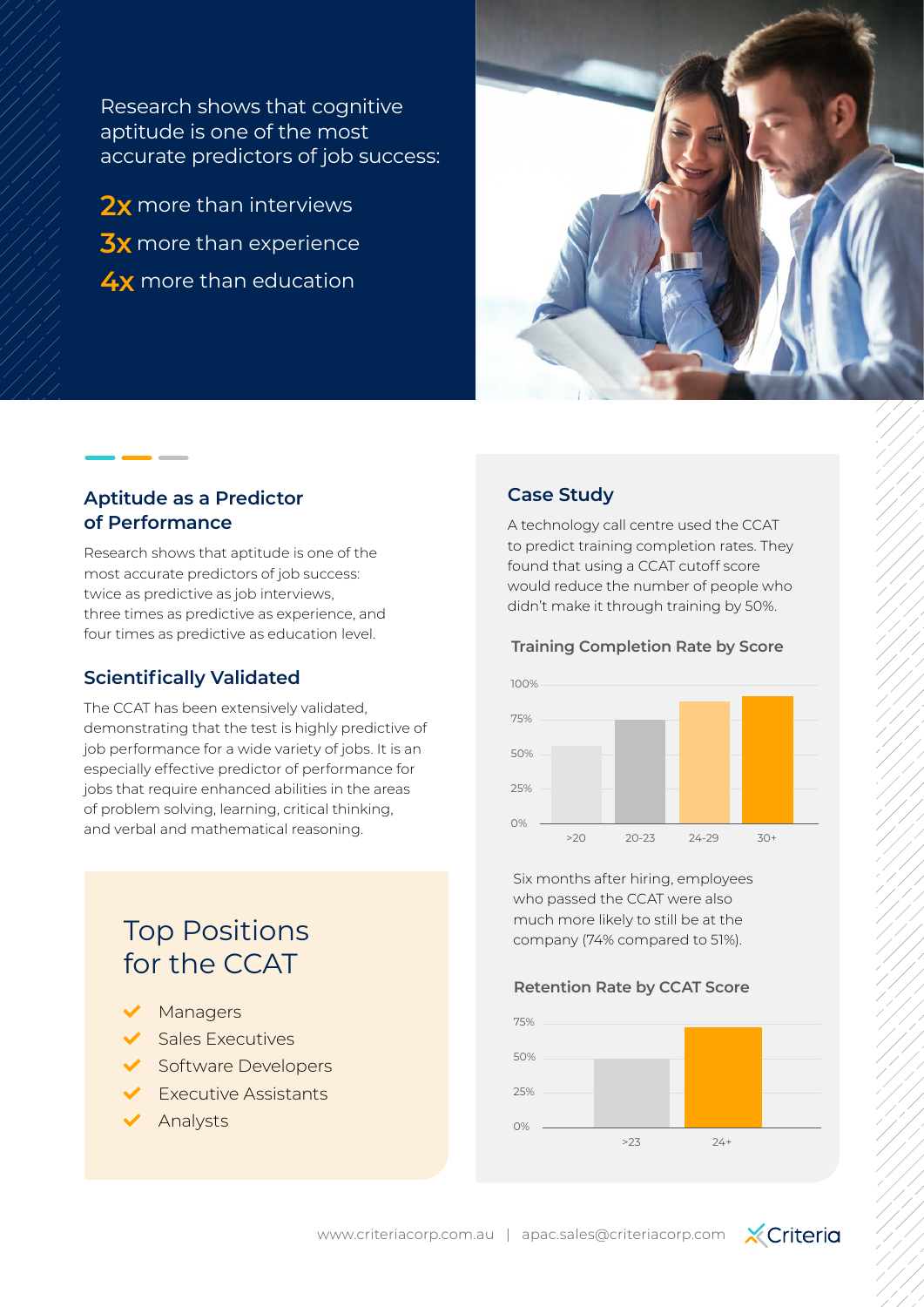Research shows that cognitive aptitude is one of the most accurate predictors of job success:

**2x** more than interviews

**3x** more than experience

**4x** more than education

## Aptitude as a Predictor of Performance

Research shows that aptitude is one of the most accurate predictors of job success: twice as predictive as job interviews, three times as predictive as experience, and four times as predictive as education level.

## Scientifically Validated

The CCAT has been extensively validated, demonstrating that the test is highly predictive of job performance for a wide variety of jobs. It is an especially effective predictor of performance for jobs that require enhanced abilities in the areas of problem solving, learning, critical thinking, and verbal and mathematical reasoning.

## Top Positions for the CCAT

- Managers
- Sales Executives
- Software Developers
- Executive Assistants
- Analysts

## Case Study

A technology call centre used the CCAT to predict training completion rates. They found that using a CCAT cutoff score would reduce the number of people who didn't make it through training by 50%.

### Training Completion Rate by Score

100%
75%
50%
25%
0%

>20
20-23
24-29
30+

Six months after hiring, employees who passed the CCAT were also much more likely to still be at the company (74% compared to 51%).

### Retention Rate by CCAT Score

75%
50%
25%
0%

>23
24+

www.criteriacorp.com.au | apac.sales@criteriacorp.com

Criteria